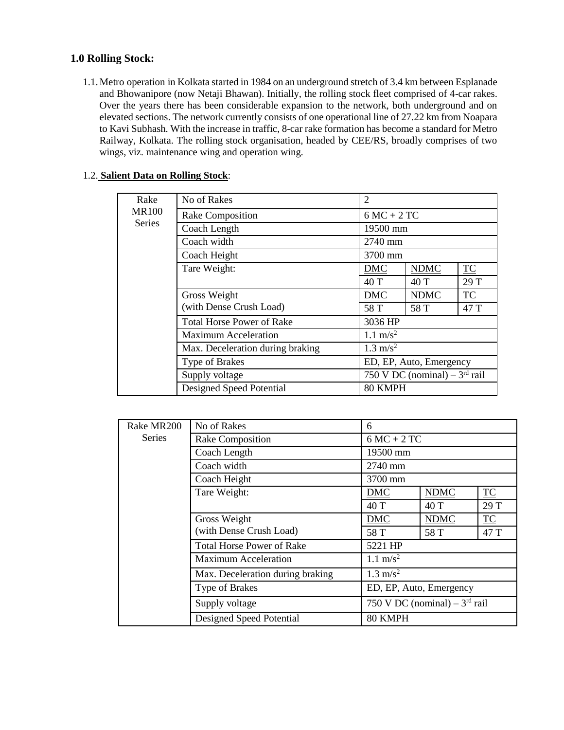## 1.0 Rolling Stock:

1.1. Metro operation in Kolkata started in 1984 on an underground stretch of 3.4 km between Esplanade and Bhowanipore (now Netaji Bhawan). Initially, the rolling stock fleet comprised of 4-car rakes. Over the years there has been considerable expansion to the network, both underground and on elevated sections. The network currently consists of one operational line of 27.22 km from Noapara to Kavi Subhash. With the increase in traffic, 8-car rake formation has become a standard for Metro Railway, Kolkata. The rolling stock organisation, headed by CEE/RS, broadly comprises of two wings, viz. maintenance wing and operation wing.

1.2. **Salient Data on Rolling Stock**:

| Rake MR100 Series | | | | |
|---|---|---|---|---|
| | No of Rakes | 2 | | |
| | Rake Composition | 6 MC + 2 TC | | |
| | Coach Length | 19500 mm | | |
| | Coach width | 2740 mm | | |
| | Coach Height | 3700 mm | | |
| | Tare Weight: | <u>DMC</u> | <u>NDMC</u> | <u>TC</u> |
| | | 40 T | 40 T | 29 T |
| | Gross Weight (with Dense Crush Load) | <u>DMC</u> | <u>NDMC</u> | <u>TC</u> |
| | | 58 T | 58 T | 47 T |
| | Total Horse Power of Rake | 3036 HP | | |
| | Maximum Acceleration | 1.1 $m/s^2$ | | |
| | Max. Deceleration during braking | 1.3 $m/s^2$ | | |
| | Type of Brakes | ED, EP, Auto, Emergency | | |
| | Supply voltage | 750 V DC (nominal) – 3rd rail | | |
| | Designed Speed Potential | 80 KMPH | | |

| Rake MR200 Series | | | | |
|---|---|---|---|---|
| | No of Rakes | 6 | | |
| | Rake Composition | 6 MC + 2 TC | | |
| | Coach Length | 19500 mm | | |
| | Coach width | 2740 mm | | |
| | Coach Height | 3700 mm | | |
| | Tare Weight: | <u>DMC</u> | <u>NDMC</u> | <u>TC</u> |
| | | 40 T | 40 T | 29 T |
| | Gross Weight (with Dense Crush Load) | <u>DMC</u> | <u>NDMC</u> | <u>TC</u> |
| | | 58 T | 58 T | 47 T |
| | Total Horse Power of Rake | 5221 HP | | |
| | Maximum Acceleration | 1.1 $m/s^2$ | | |
| | Max. Deceleration during braking | 1.3 $m/s^2$ | | |
| | Type of Brakes | ED, EP, Auto, Emergency | | |
| | Supply voltage | 750 V DC (nominal) – 3rd rail | | |
| | Designed Speed Potential | 80 KMPH | | |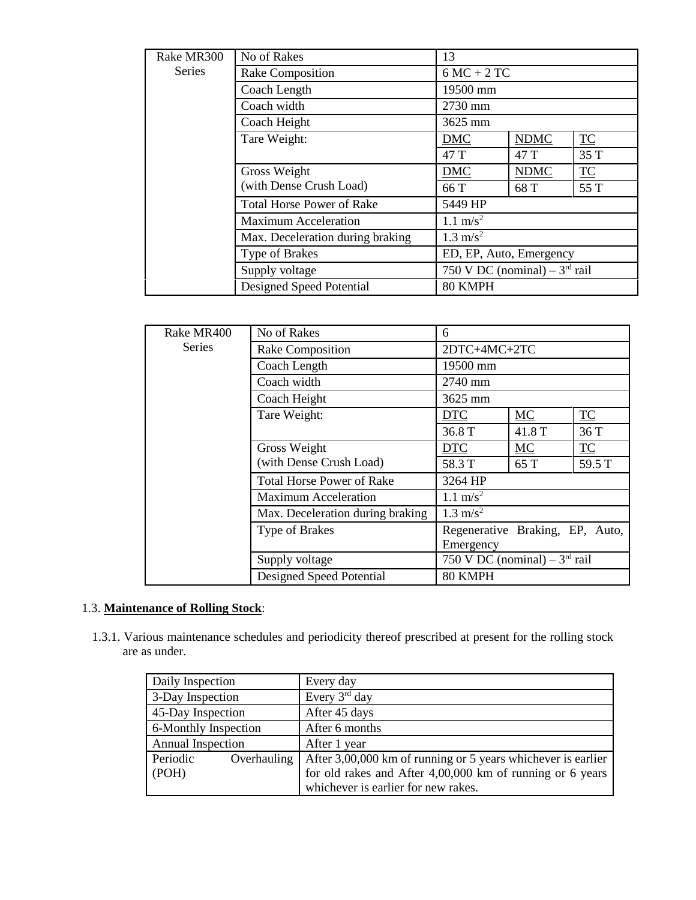| Rake MR300 Series | No of Rakes | 13 | | |
|---|---|---|---|---|
| | Rake Composition | 6 MC + 2 TC | | |
| | Coach Length | 19500 mm | | |
| | Coach width | 2730 mm | | |
| | Coach Height | 3625 mm | | |
| | Tare Weight: | DMC | NDMC | TC |
| | | 47 T | 47 T | 35 T |
| | Gross Weight (with Dense Crush Load) | DMC | NDMC | TC |
| | | 66 T | 68 T | 55 T |
| | Total Horse Power of Rake | 5449 HP | | |
| | Maximum Acceleration | 1.1 $m/s^2$ | | |
| | Max. Deceleration during braking | 1.3 $m/s^2$ | | |
| | Type of Brakes | ED, EP, Auto, Emergency | | |
| | Supply voltage | 750 V DC (nominal) – 3rd rail | | |
| | Designed Speed Potential | 80 KMPH | | |

| Rake MR400 Series | No of Rakes | 6 | | |
|---|---|---|---|---|
| | Rake Composition | 2DTC+4MC+2TC | | |
| | Coach Length | 19500 mm | | |
| | Coach width | 2740 mm | | |
| | Coach Height | 3625 mm | | |
| | Tare Weight: | DTC | MC | TC |
| | | 36.8 T | 41.8 T | 36 T |
| | Gross Weight (with Dense Crush Load) | DTC | MC | TC |
| | | 58.3 T | 65 T | 59.5 T |
| | Total Horse Power of Rake | 3264 HP | | |
| | Maximum Acceleration | 1.1 $m/s^2$ | | |
| | Max. Deceleration during braking | 1.3 $m/s^2$ | | |
| | Type of Brakes | Regenerative Braking, EP, Auto, Emergency | | |
| | Supply voltage | 750 V DC (nominal) – 3rd rail | | |
| | Designed Speed Potential | 80 KMPH | | |

1.3. **Maintenance of Rolling Stock**:

1.3.1. Various maintenance schedules and periodicity thereof prescribed at present for the rolling stock are as under.

| Daily Inspection | Every day |
|---|---|
| 3-Day Inspection | Every 3rd day |
| 45-Day Inspection | After 45 days |
| 6-Monthly Inspection | After 6 months |
| Annual Inspection | After 1 year |
| Periodic Overhauling (POH) | After 3,00,000 km of running or 5 years whichever is earlier for old rakes and After 4,00,000 km of running or 6 years whichever is earlier for new rakes. |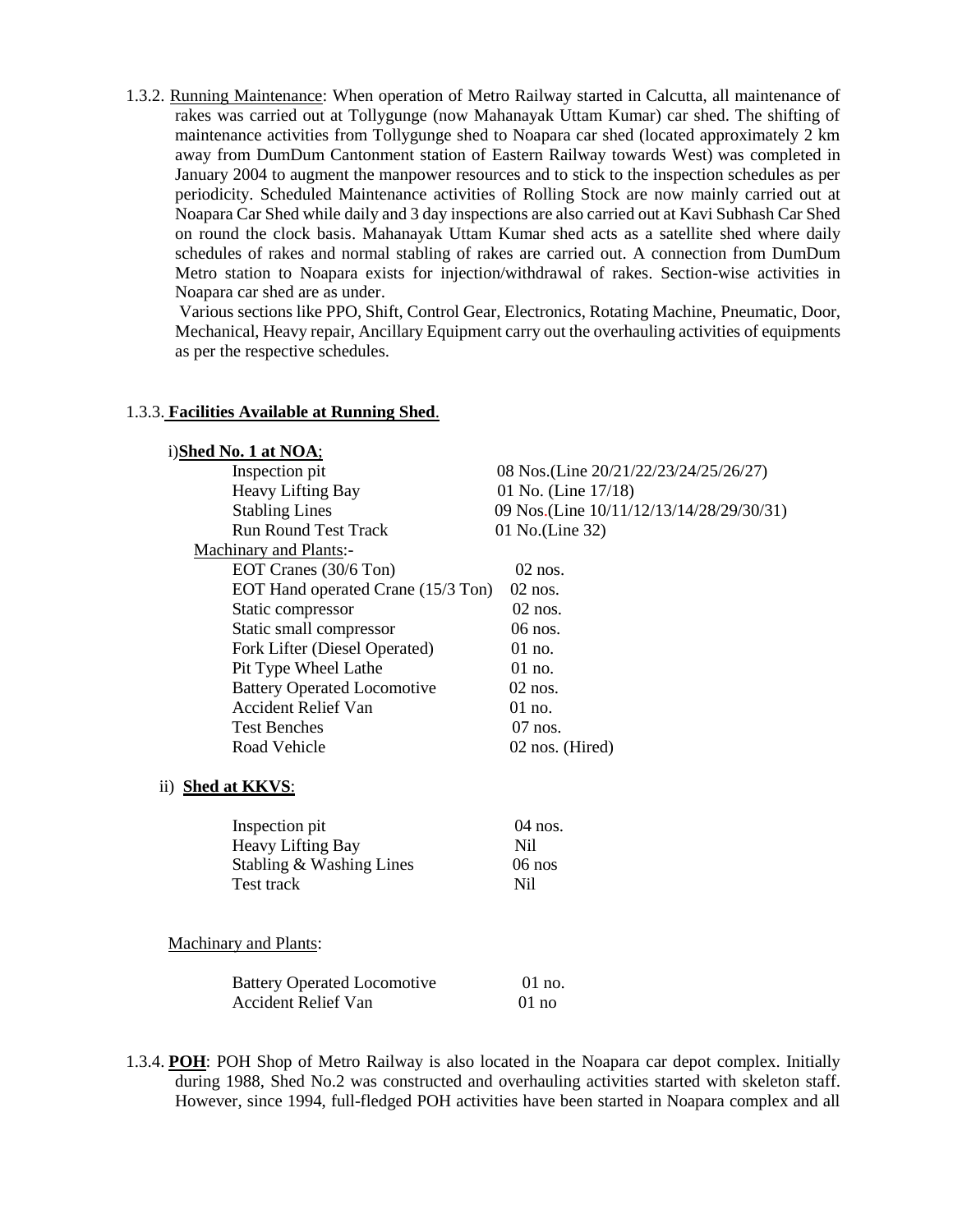1.3.2. Running Maintenance: When operation of Metro Railway started in Calcutta, all maintenance of rakes was carried out at Tollygunge (now Mahanayak Uttam Kumar) car shed. The shifting of maintenance activities from Tollygunge shed to Noapara car shed (located approximately 2 km away from DumDum Cantonment station of Eastern Railway towards West) was completed in January 2004 to augment the manpower resources and to stick to the inspection schedules as per periodicity. Scheduled Maintenance activities of Rolling Stock are now mainly carried out at Noapara Car Shed while daily and 3 day inspections are also carried out at Kavi Subhash Car Shed on round the clock basis. Mahanayak Uttam Kumar shed acts as a satellite shed where daily schedules of rakes and normal stabling of rakes are carried out. A connection from DumDum Metro station to Noapara exists for injection/withdrawal of rakes. Section-wise activities in Noapara car shed are as under.

Various sections like PPO, Shift, Control Gear, Electronics, Rotating Machine, Pneumatic, Door, Mechanical, Heavy repair, Ancillary Equipment carry out the overhauling activities of equipments as per the respective schedules.

1.3.3. **Facilities Available at Running Shed**.

i) **Shed No. 1 at NOA**;

| | |
|---|---|
| Inspection pit | 08 Nos.(Line 20/21/22/23/24/25/26/27) |
| Heavy Lifting Bay | 01 No. (Line 17/18) |
| Stabling Lines | 09 Nos.(Line 10/11/12/13/14/28/29/30/31) |
| Run Round Test Track | 01 No.(Line 32) |

Machinary and Plants:-

| | |
|---|---|
| EOT Cranes (30/6 Ton) | 02 nos. |
| EOT Hand operated Crane (15/3 Ton) | 02 nos. |
| Static compressor | 02 nos. |
| Static small compressor | 06 nos. |
| Fork Lifter (Diesel Operated) | 01 no. |
| Pit Type Wheel Lathe | 01 no. |
| Battery Operated Locomotive | 02 nos. |
| Accident Relief Van | 01 no. |
| Test Benches | 07 nos. |
| Road Vehicle | 02 nos. (Hired) |

ii) **Shed at KKVS**:

| | |
|---|---|
| Inspection pit | 04 nos. |
| Heavy Lifting Bay | Nil |
| Stabling & Washing Lines | 06 nos |
| Test track | Nil |

Machinary and Plants:

| | |
|---|---|
| Battery Operated Locomotive | 01 no. |
| Accident Relief Van | 01 no |

1.3.4. **POH**: POH Shop of Metro Railway is also located in the Noapara car depot complex. Initially during 1988, Shed No.2 was constructed and overhauling activities started with skeleton staff. However, since 1994, full-fledged POH activities have been started in Noapara complex and all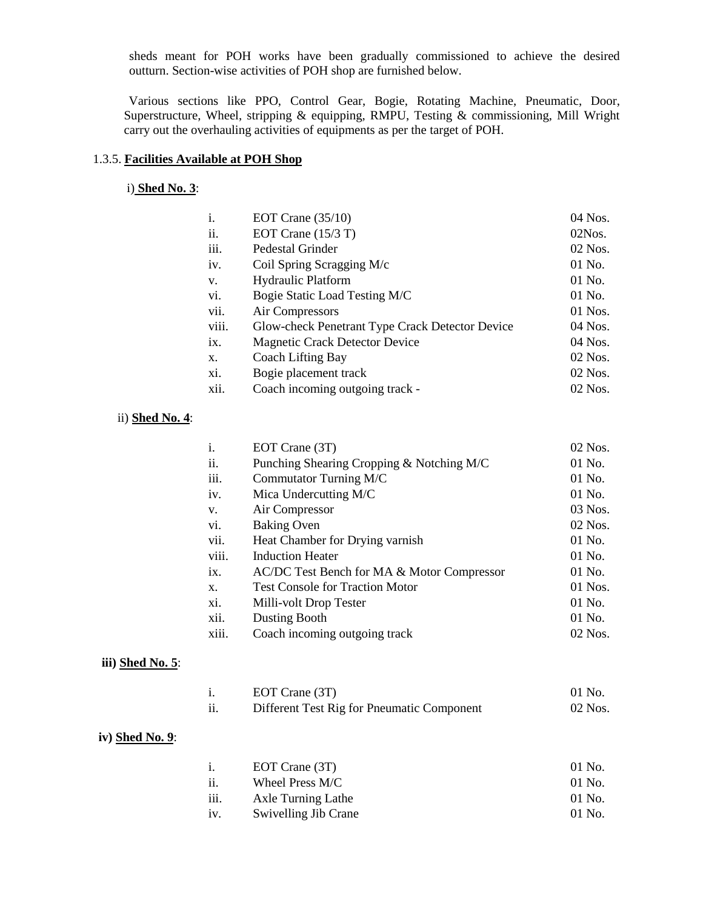sheds meant for POH works have been gradually commissioned to achieve the desired outturn. Section-wise activities of POH shop are furnished below.

Various sections like PPO, Control Gear, Bogie, Rotating Machine, Pneumatic, Door, Superstructure, Wheel, stripping & equipping, RMPU, Testing & commissioning, Mill Wright carry out the overhauling activities of equipments as per the target of POH.

1.3.5. **Facilities Available at POH Shop**

i) **Shed No. 3**:

| | | |
|---|---|---|
| i. | EOT Crane (35/10) | 04 Nos. |
| ii. | EOT Crane (15/3 T) | 02Nos. |
| iii. | Pedestal Grinder | 02 Nos. |
| iv. | Coil Spring Scragging M/c | 01 No. |
| v. | Hydraulic Platform | 01 No. |
| vi. | Bogie Static Load Testing M/C | 01 No. |
| vii. | Air Compressors | 01 Nos. |
| viii. | Glow-check Penetrant Type Crack Detector Device | 04 Nos. |
| ix. | Magnetic Crack Detector Device | 04 Nos. |
| x. | Coach Lifting Bay | 02 Nos. |
| xi. | Bogie placement track | 02 Nos. |
| xii. | Coach incoming outgoing track - | 02 Nos. |

ii) **Shed No. 4**:

| | | |
|---|---|---|
| i. | EOT Crane (3T) | 02 Nos. |
| ii. | Punching Shearing Cropping & Notching M/C | 01 No. |
| iii. | Commutator Turning M/C | 01 No. |
| iv. | Mica Undercutting M/C | 01 No. |
| v. | Air Compressor | 03 Nos. |
| vi. | Baking Oven | 02 Nos. |
| vii. | Heat Chamber for Drying varnish | 01 No. |
| viii. | Induction Heater | 01 No. |
| ix. | AC/DC Test Bench for MA & Motor Compressor | 01 No. |
| x. | Test Console for Traction Motor | 01 Nos. |
| xi. | Milli-volt Drop Tester | 01 No. |
| xii. | Dusting Booth | 01 No. |
| xiii. | Coach incoming outgoing track | 02 Nos. |

**iii) Shed No. 5**:

| | | |
|---|---|---|
| i. | EOT Crane (3T) | 01 No. |
| ii. | Different Test Rig for Pneumatic Component | 02 Nos. |

**iv) Shed No. 9**:

| | | |
|---|---|---|
| i. | EOT Crane (3T) | 01 No. |
| ii. | Wheel Press M/C | 01 No. |
| iii. | Axle Turning Lathe | 01 No. |
| iv. | Swivelling Jib Crane | 01 No. |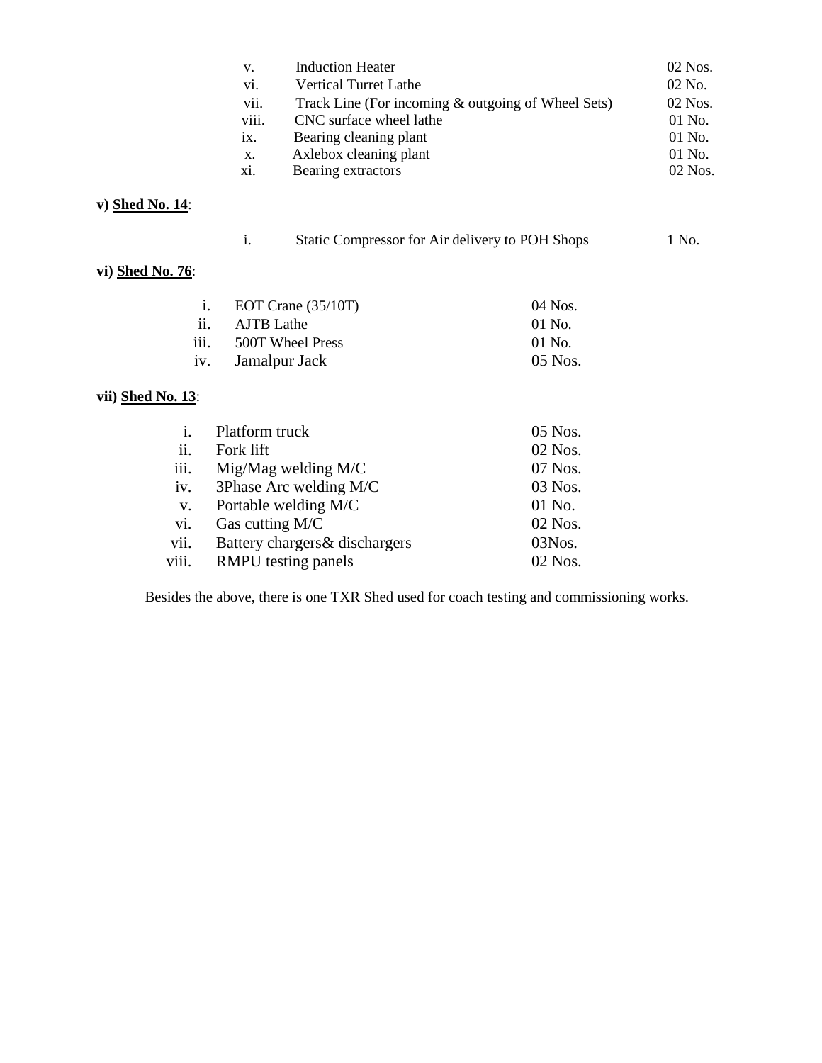| | | |
|---|---|---|
| v. | Induction Heater | 02 Nos. |
| vi. | Vertical Turret Lathe | 02 No. |
| vii. | Track Line (For incoming & outgoing of Wheel Sets) | 02 Nos. |
| viii. | CNC surface wheel lathe | 01 No. |
| ix. | Bearing cleaning plant | 01 No. |
| x. | Axlebox cleaning plant | 01 No. |
| xi. | Bearing extractors | 02 Nos. |

**v) <u>Shed No. 14</u>**:

| | | |
|---|---|---|
| i. | Static Compressor for Air delivery to POH Shops | 1 No. |

**vi) <u>Shed No. 76</u>**:

| | | |
|---|---|---|
| i. | EOT Crane (35/10T) | 04 Nos. |
| ii. | AJTB Lathe | 01 No. |
| iii. | 500T Wheel Press | 01 No. |
| iv. | Jamalpur Jack | 05 Nos. |

**vii) <u>Shed No. 13</u>**:

| | | |
|---|---|---|
| i. | Platform truck | 05 Nos. |
| ii. | Fork lift | 02 Nos. |
| iii. | Mig/Mag welding M/C | 07 Nos. |
| iv. | 3Phase Arc welding M/C | 03 Nos. |
| v. | Portable welding M/C | 01 No. |
| vi. | Gas cutting M/C | 02 Nos. |
| vii. | Battery chargers& dischargers | 03Nos. |
| viii. | RMPU testing panels | 02 Nos. |

Besides the above, there is one TXR Shed used for coach testing and commissioning works.